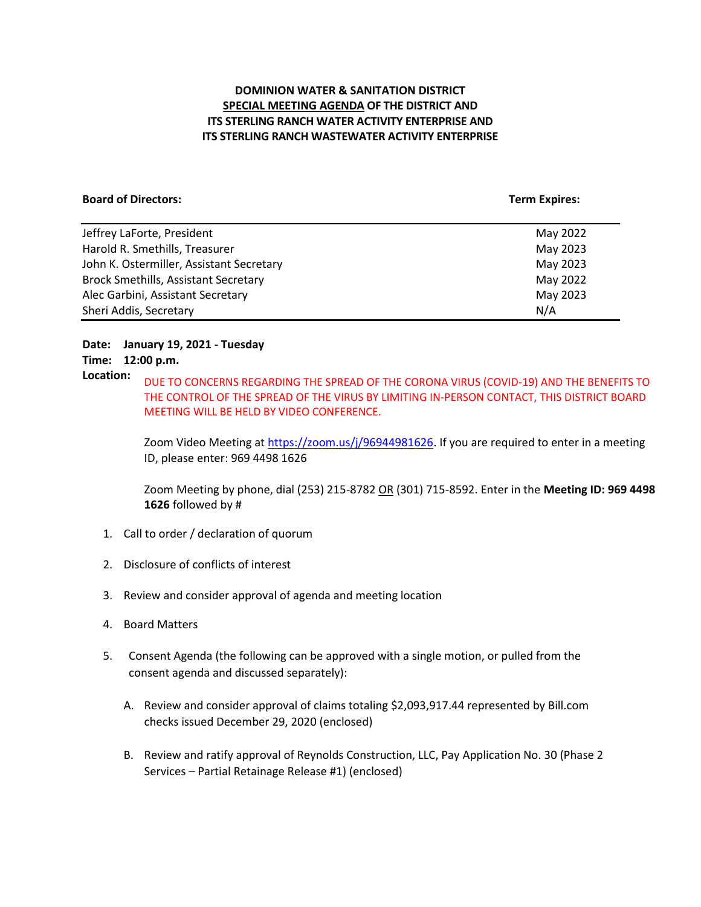# DOMINION WATER & SANITATION DISTRICT
## SPECIAL MEETING AGENDA OF THE DISTRICT AND ITS STERLING RANCH WATER ACTIVITY ENTERPRISE AND ITS STERLING RANCH WASTEWATER ACTIVITY ENTERPRISE

| **Board of Directors:** | **Term Expires:** |
|---|---|
| Jeffrey LaForte, President | May 2022 |
| Harold R. Smethills, Treasurer | May 2023 |
| John K. Ostermiller, Assistant Secretary | May 2023 |
| Brock Smethills, Assistant Secretary | May 2022 |
| Alec Garbini, Assistant Secretary | May 2023 |
| Sheri Addis, Secretary | N/A |

**Date:** **January 19, 2021 - Tuesday**

**Time:** **12:00 p.m.**

**Location:** DUE TO CONCERNS REGARDING THE SPREAD OF THE CORONA VIRUS (COVID-19) AND THE BENEFITS TO THE CONTROL OF THE SPREAD OF THE VIRUS BY LIMITING IN-PERSON CONTACT, THIS DISTRICT BOARD MEETING WILL BE HELD BY VIDEO CONFERENCE.

Zoom Video Meeting at https://zoom.us/j/96944981626. If you are required to enter in a meeting ID, please enter: 969 4498 1626

Zoom Meeting by phone, dial (253) 215-8782 OR (301) 715-8592. Enter in the **Meeting ID: 969 4498 1626** followed by #

1. Call to order / declaration of quorum

2. Disclosure of conflicts of interest

3. Review and consider approval of agenda and meeting location

4. Board Matters

5. Consent Agenda (the following can be approved with a single motion, or pulled from the consent agenda and discussed separately):

   A. Review and consider approval of claims totaling $2,093,917.44 represented by Bill.com checks issued December 29, 2020 (enclosed)

   B. Review and ratify approval of Reynolds Construction, LLC, Pay Application No. 30 (Phase 2 Services – Partial Retainage Release #1) (enclosed)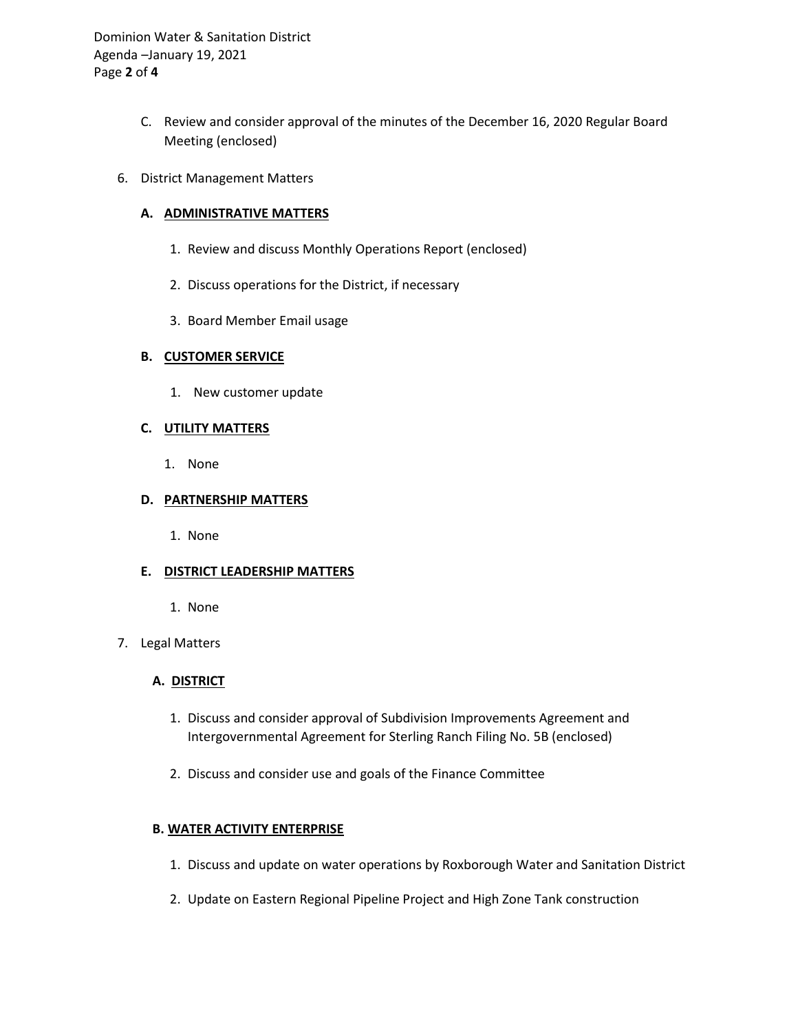C. Review and consider approval of the minutes of the December 16, 2020 Regular Board Meeting (enclosed)

6. District Management Matters

   **A. <u>ADMINISTRATIVE MATTERS</u>**

   1. Review and discuss Monthly Operations Report (enclosed)
   2. Discuss operations for the District, if necessary
   3. Board Member Email usage

   **B. <u>CUSTOMER SERVICE</u>**

   1. New customer update

   **C. <u>UTILITY MATTERS</u>**

   1. None

   **D. <u>PARTNERSHIP MATTERS</u>**

   1. None

   **E. <u>DISTRICT LEADERSHIP MATTERS</u>**

   1. None

7. Legal Matters

   **A. <u>DISTRICT</u>**

   1. Discuss and consider approval of Subdivision Improvements Agreement and Intergovernmental Agreement for Sterling Ranch Filing No. 5B (enclosed)
   2. Discuss and consider use and goals of the Finance Committee

   **B. <u>WATER ACTIVITY ENTERPRISE</u>**

   1. Discuss and update on water operations by Roxborough Water and Sanitation District
   2. Update on Eastern Regional Pipeline Project and High Zone Tank construction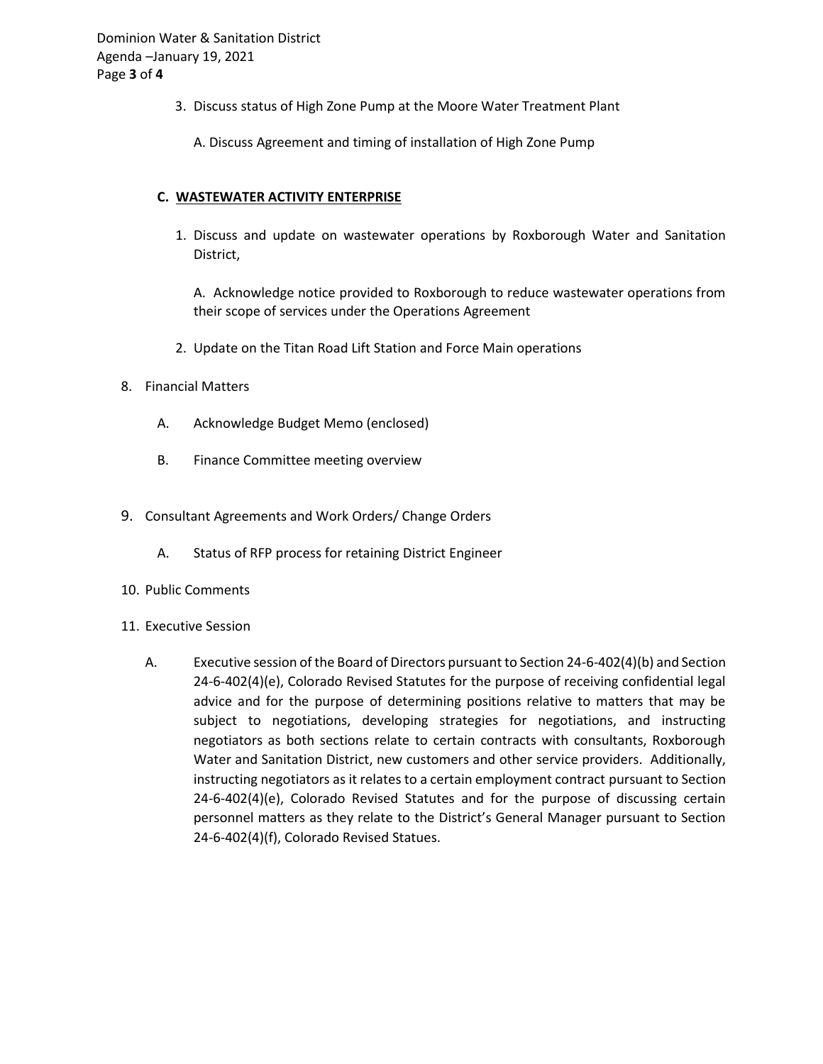3. Discuss status of High Zone Pump at the Moore Water Treatment Plant

   A. Discuss Agreement and timing of installation of High Zone Pump

**C. WASTEWATER ACTIVITY ENTERPRISE**

1. Discuss and update on wastewater operations by Roxborough Water and Sanitation District,

   A. Acknowledge notice provided to Roxborough to reduce wastewater operations from their scope of services under the Operations Agreement

2. Update on the Titan Road Lift Station and Force Main operations

8. Financial Matters

   A. Acknowledge Budget Memo (enclosed)

   B. Finance Committee meeting overview

9. Consultant Agreements and Work Orders/ Change Orders

   A. Status of RFP process for retaining District Engineer

10. Public Comments

11. Executive Session

   A. Executive session of the Board of Directors pursuant to Section 24-6-402(4)(b) and Section 24-6-402(4)(e), Colorado Revised Statutes for the purpose of receiving confidential legal advice and for the purpose of determining positions relative to matters that may be subject to negotiations, developing strategies for negotiations, and instructing negotiators as both sections relate to certain contracts with consultants, Roxborough Water and Sanitation District, new customers and other service providers. Additionally, instructing negotiators as it relates to a certain employment contract pursuant to Section 24-6-402(4)(e), Colorado Revised Statutes and for the purpose of discussing certain personnel matters as they relate to the District's General Manager pursuant to Section 24-6-402(4)(f), Colorado Revised Statues.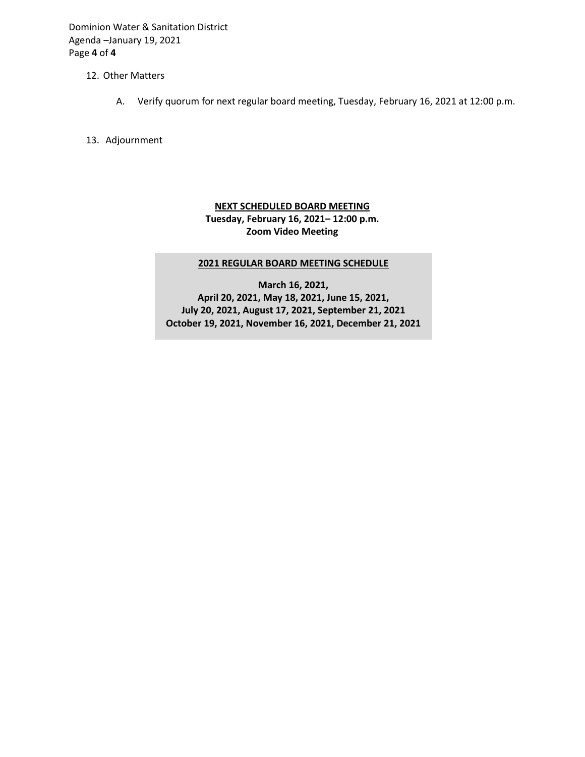12. Other Matters

    A. Verify quorum for next regular board meeting, Tuesday, February 16, 2021 at 12:00 p.m.

13. Adjournment

**NEXT SCHEDULED BOARD MEETING**
**Tuesday, February 16, 2021– 12:00 p.m.**
**Zoom Video Meeting**

**2021 REGULAR BOARD MEETING SCHEDULE**

**March 16, 2021,**
**April 20, 2021, May 18, 2021, June 15, 2021,**
**July 20, 2021, August 17, 2021, September 21, 2021**
**October 19, 2021, November 16, 2021, December 21, 2021**